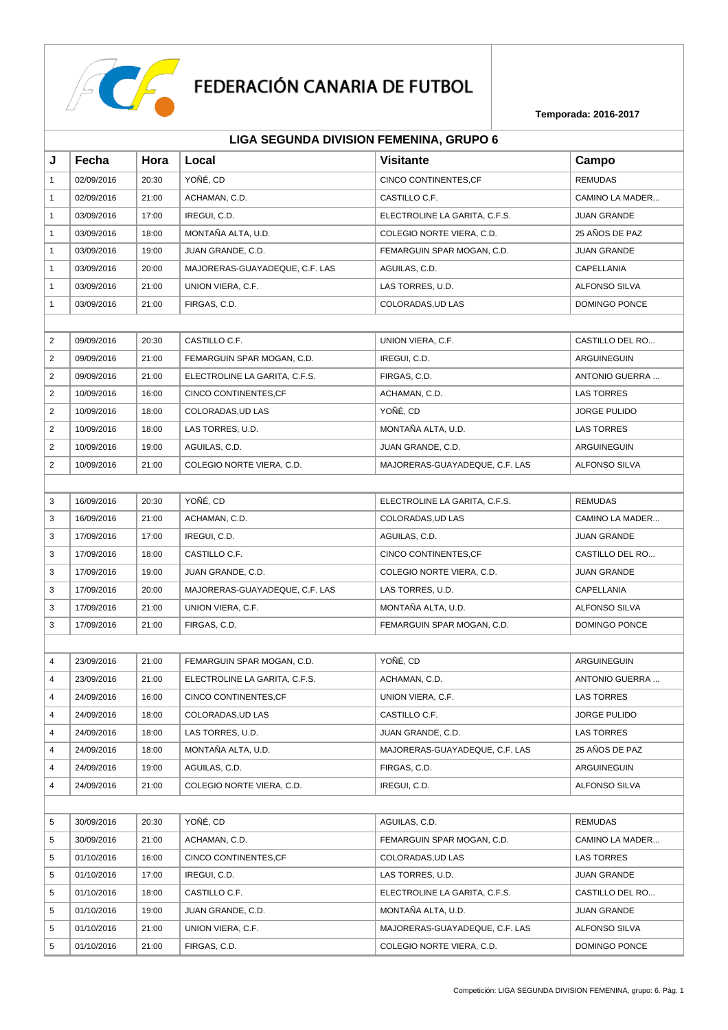# FEDERACIÓN CANARIA DE FUTBOL

**Temporada: 2016-2017**

## LIGA SEGUNDA DIVISION FEMENINA, GRUPO 6

| J | Fecha | Hora | Local | Visitante | Campo |
|---|---|---|---|---|---|
| 1 | 02/09/2016 | 20:30 | YOÑÉ, CD | CINCO CONTINENTES,CF | REMUDAS |
| 1 | 02/09/2016 | 21:00 | ACHAMAN, C.D. | CASTILLO C.F. | CAMINO LA MADER... |
| 1 | 03/09/2016 | 17:00 | IREGUI, C.D. | ELECTROLINE LA GARITA, C.F.S. | JUAN GRANDE |
| 1 | 03/09/2016 | 18:00 | MONTAÑA ALTA, U.D. | COLEGIO NORTE VIERA, C.D. | 25 AÑOS DE PAZ |
| 1 | 03/09/2016 | 19:00 | JUAN GRANDE, C.D. | FEMARGUIN SPAR MOGAN, C.D. | JUAN GRANDE |
| 1 | 03/09/2016 | 20:00 | MAJORERAS-GUAYADEQUE, C.F. LAS | AGUILAS, C.D. | CAPELLANIA |
| 1 | 03/09/2016 | 21:00 | UNION VIERA, C.F. | LAS TORRES, U.D. | ALFONSO SILVA |
| 1 | 03/09/2016 | 21:00 | FIRGAS, C.D. | COLORADAS,UD LAS | DOMINGO PONCE |
| | | | | | |
| 2 | 09/09/2016 | 20:30 | CASTILLO C.F. | UNION VIERA, C.F. | CASTILLO DEL RO... |
| 2 | 09/09/2016 | 21:00 | FEMARGUIN SPAR MOGAN, C.D. | IREGUI, C.D. | ARGUINEGUIN |
| 2 | 09/09/2016 | 21:00 | ELECTROLINE LA GARITA, C.F.S. | FIRGAS, C.D. | ANTONIO GUERRA ... |
| 2 | 10/09/2016 | 16:00 | CINCO CONTINENTES,CF | ACHAMAN, C.D. | LAS TORRES |
| 2 | 10/09/2016 | 18:00 | COLORADAS,UD LAS | YOÑÉ, CD | JORGE PULIDO |
| 2 | 10/09/2016 | 18:00 | LAS TORRES, U.D. | MONTAÑA ALTA, U.D. | LAS TORRES |
| 2 | 10/09/2016 | 19:00 | AGUILAS, C.D. | JUAN GRANDE, C.D. | ARGUINEGUIN |
| 2 | 10/09/2016 | 21:00 | COLEGIO NORTE VIERA, C.D. | MAJORERAS-GUAYADEQUE, C.F. LAS | ALFONSO SILVA |
| | | | | | |
| 3 | 16/09/2016 | 20:30 | YOÑÉ, CD | ELECTROLINE LA GARITA, C.F.S. | REMUDAS |
| 3 | 16/09/2016 | 21:00 | ACHAMAN, C.D. | COLORADAS,UD LAS | CAMINO LA MADER... |
| 3 | 17/09/2016 | 17:00 | IREGUI, C.D. | AGUILAS, C.D. | JUAN GRANDE |
| 3 | 17/09/2016 | 18:00 | CASTILLO C.F. | CINCO CONTINENTES,CF | CASTILLO DEL RO... |
| 3 | 17/09/2016 | 19:00 | JUAN GRANDE, C.D. | COLEGIO NORTE VIERA, C.D. | JUAN GRANDE |
| 3 | 17/09/2016 | 20:00 | MAJORERAS-GUAYADEQUE, C.F. LAS | LAS TORRES, U.D. | CAPELLANIA |
| 3 | 17/09/2016 | 21:00 | UNION VIERA, C.F. | MONTAÑA ALTA, U.D. | ALFONSO SILVA |
| 3 | 17/09/2016 | 21:00 | FIRGAS, C.D. | FEMARGUIN SPAR MOGAN, C.D. | DOMINGO PONCE |
| | | | | | |
| 4 | 23/09/2016 | 21:00 | FEMARGUIN SPAR MOGAN, C.D. | YOÑÉ, CD | ARGUINEGUIN |
| 4 | 23/09/2016 | 21:00 | ELECTROLINE LA GARITA, C.F.S. | ACHAMAN, C.D. | ANTONIO GUERRA ... |
| 4 | 24/09/2016 | 16:00 | CINCO CONTINENTES,CF | UNION VIERA, C.F. | LAS TORRES |
| 4 | 24/09/2016 | 18:00 | COLORADAS,UD LAS | CASTILLO C.F. | JORGE PULIDO |
| 4 | 24/09/2016 | 18:00 | LAS TORRES, U.D. | JUAN GRANDE, C.D. | LAS TORRES |
| 4 | 24/09/2016 | 18:00 | MONTAÑA ALTA, U.D. | MAJORERAS-GUAYADEQUE, C.F. LAS | 25 AÑOS DE PAZ |
| 4 | 24/09/2016 | 19:00 | AGUILAS, C.D. | FIRGAS, C.D. | ARGUINEGUIN |
| 4 | 24/09/2016 | 21:00 | COLEGIO NORTE VIERA, C.D. | IREGUI, C.D. | ALFONSO SILVA |
| | | | | | |
| 5 | 30/09/2016 | 20:30 | YOÑÉ, CD | AGUILAS, C.D. | REMUDAS |
| 5 | 30/09/2016 | 21:00 | ACHAMAN, C.D. | FEMARGUIN SPAR MOGAN, C.D. | CAMINO LA MADER... |
| 5 | 01/10/2016 | 16:00 | CINCO CONTINENTES,CF | COLORADAS,UD LAS | LAS TORRES |
| 5 | 01/10/2016 | 17:00 | IREGUI, C.D. | LAS TORRES, U.D. | JUAN GRANDE |
| 5 | 01/10/2016 | 18:00 | CASTILLO C.F. | ELECTROLINE LA GARITA, C.F.S. | CASTILLO DEL RO... |
| 5 | 01/10/2016 | 19:00 | JUAN GRANDE, C.D. | MONTAÑA ALTA, U.D. | JUAN GRANDE |
| 5 | 01/10/2016 | 21:00 | UNION VIERA, C.F. | MAJORERAS-GUAYADEQUE, C.F. LAS | ALFONSO SILVA |
| 5 | 01/10/2016 | 21:00 | FIRGAS, C.D. | COLEGIO NORTE VIERA, C.D. | DOMINGO PONCE |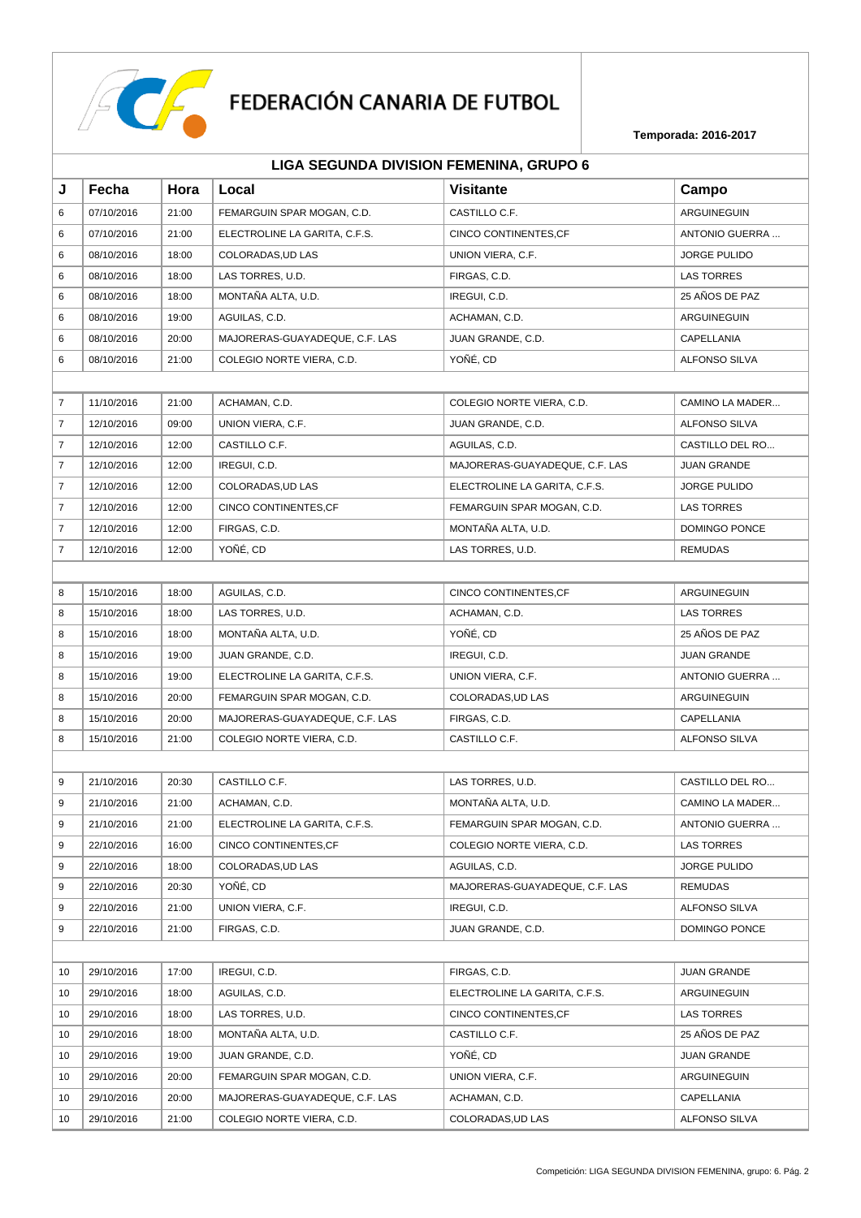# FEDERACIÓN CANARIA DE FUTBOL

**Temporada: 2016-2017**

## LIGA SEGUNDA DIVISION FEMENINA, GRUPO 6

| J | Fecha | Hora | Local | Visitante | Campo |
|---|---|---|---|---|---|
| 6 | 07/10/2016 | 21:00 | FEMARGUIN SPAR MOGAN, C.D. | CASTILLO C.F. | ARGUINEGUIN |
| 6 | 07/10/2016 | 21:00 | ELECTROLINE LA GARITA, C.F.S. | CINCO CONTINENTES,CF | ANTONIO GUERRA ... |
| 6 | 08/10/2016 | 18:00 | COLORADAS,UD LAS | UNION VIERA, C.F. | JORGE PULIDO |
| 6 | 08/10/2016 | 18:00 | LAS TORRES, U.D. | FIRGAS, C.D. | LAS TORRES |
| 6 | 08/10/2016 | 18:00 | MONTAÑA ALTA, U.D. | IREGUI, C.D. | 25 AÑOS DE PAZ |
| 6 | 08/10/2016 | 19:00 | AGUILAS, C.D. | ACHAMAN, C.D. | ARGUINEGUIN |
| 6 | 08/10/2016 | 20:00 | MAJORERAS-GUAYADEQUE, C.F. LAS | JUAN GRANDE, C.D. | CAPELLANIA |
| 6 | 08/10/2016 | 21:00 | COLEGIO NORTE VIERA, C.D. | YOÑÉ, CD | ALFONSO SILVA |
| | | | | | |
| 7 | 11/10/2016 | 21:00 | ACHAMAN, C.D. | COLEGIO NORTE VIERA, C.D. | CAMINO LA MADER... |
| 7 | 12/10/2016 | 09:00 | UNION VIERA, C.F. | JUAN GRANDE, C.D. | ALFONSO SILVA |
| 7 | 12/10/2016 | 12:00 | CASTILLO C.F. | AGUILAS, C.D. | CASTILLO DEL RO... |
| 7 | 12/10/2016 | 12:00 | IREGUI, C.D. | MAJORERAS-GUAYADEQUE, C.F. LAS | JUAN GRANDE |
| 7 | 12/10/2016 | 12:00 | COLORADAS,UD LAS | ELECTROLINE LA GARITA, C.F.S. | JORGE PULIDO |
| 7 | 12/10/2016 | 12:00 | CINCO CONTINENTES,CF | FEMARGUIN SPAR MOGAN, C.D. | LAS TORRES |
| 7 | 12/10/2016 | 12:00 | FIRGAS, C.D. | MONTAÑA ALTA, U.D. | DOMINGO PONCE |
| 7 | 12/10/2016 | 12:00 | YOÑÉ, CD | LAS TORRES, U.D. | REMUDAS |
| | | | | | |
| 8 | 15/10/2016 | 18:00 | AGUILAS, C.D. | CINCO CONTINENTES,CF | ARGUINEGUIN |
| 8 | 15/10/2016 | 18:00 | LAS TORRES, U.D. | ACHAMAN, C.D. | LAS TORRES |
| 8 | 15/10/2016 | 18:00 | MONTAÑA ALTA, U.D. | YOÑÉ, CD | 25 AÑOS DE PAZ |
| 8 | 15/10/2016 | 19:00 | JUAN GRANDE, C.D. | IREGUI, C.D. | JUAN GRANDE |
| 8 | 15/10/2016 | 19:00 | ELECTROLINE LA GARITA, C.F.S. | UNION VIERA, C.F. | ANTONIO GUERRA ... |
| 8 | 15/10/2016 | 20:00 | FEMARGUIN SPAR MOGAN, C.D. | COLORADAS,UD LAS | ARGUINEGUIN |
| 8 | 15/10/2016 | 20:00 | MAJORERAS-GUAYADEQUE, C.F. LAS | FIRGAS, C.D. | CAPELLANIA |
| 8 | 15/10/2016 | 21:00 | COLEGIO NORTE VIERA, C.D. | CASTILLO C.F. | ALFONSO SILVA |
| | | | | | |
| 9 | 21/10/2016 | 20:30 | CASTILLO C.F. | LAS TORRES, U.D. | CASTILLO DEL RO... |
| 9 | 21/10/2016 | 21:00 | ACHAMAN, C.D. | MONTAÑA ALTA, U.D. | CAMINO LA MADER... |
| 9 | 21/10/2016 | 21:00 | ELECTROLINE LA GARITA, C.F.S. | FEMARGUIN SPAR MOGAN, C.D. | ANTONIO GUERRA ... |
| 9 | 22/10/2016 | 16:00 | CINCO CONTINENTES,CF | COLEGIO NORTE VIERA, C.D. | LAS TORRES |
| 9 | 22/10/2016 | 18:00 | COLORADAS,UD LAS | AGUILAS, C.D. | JORGE PULIDO |
| 9 | 22/10/2016 | 20:30 | YOÑÉ, CD | MAJORERAS-GUAYADEQUE, C.F. LAS | REMUDAS |
| 9 | 22/10/2016 | 21:00 | UNION VIERA, C.F. | IREGUI, C.D. | ALFONSO SILVA |
| 9 | 22/10/2016 | 21:00 | FIRGAS, C.D. | JUAN GRANDE, C.D. | DOMINGO PONCE |
| | | | | | |
| 10 | 29/10/2016 | 17:00 | IREGUI, C.D. | FIRGAS, C.D. | JUAN GRANDE |
| 10 | 29/10/2016 | 18:00 | AGUILAS, C.D. | ELECTROLINE LA GARITA, C.F.S. | ARGUINEGUIN |
| 10 | 29/10/2016 | 18:00 | LAS TORRES, U.D. | CINCO CONTINENTES,CF | LAS TORRES |
| 10 | 29/10/2016 | 18:00 | MONTAÑA ALTA, U.D. | CASTILLO C.F. | 25 AÑOS DE PAZ |
| 10 | 29/10/2016 | 19:00 | JUAN GRANDE, C.D. | YOÑÉ, CD | JUAN GRANDE |
| 10 | 29/10/2016 | 20:00 | FEMARGUIN SPAR MOGAN, C.D. | UNION VIERA, C.F. | ARGUINEGUIN |
| 10 | 29/10/2016 | 20:00 | MAJORERAS-GUAYADEQUE, C.F. LAS | ACHAMAN, C.D. | CAPELLANIA |
| 10 | 29/10/2016 | 21:00 | COLEGIO NORTE VIERA, C.D. | COLORADAS,UD LAS | ALFONSO SILVA |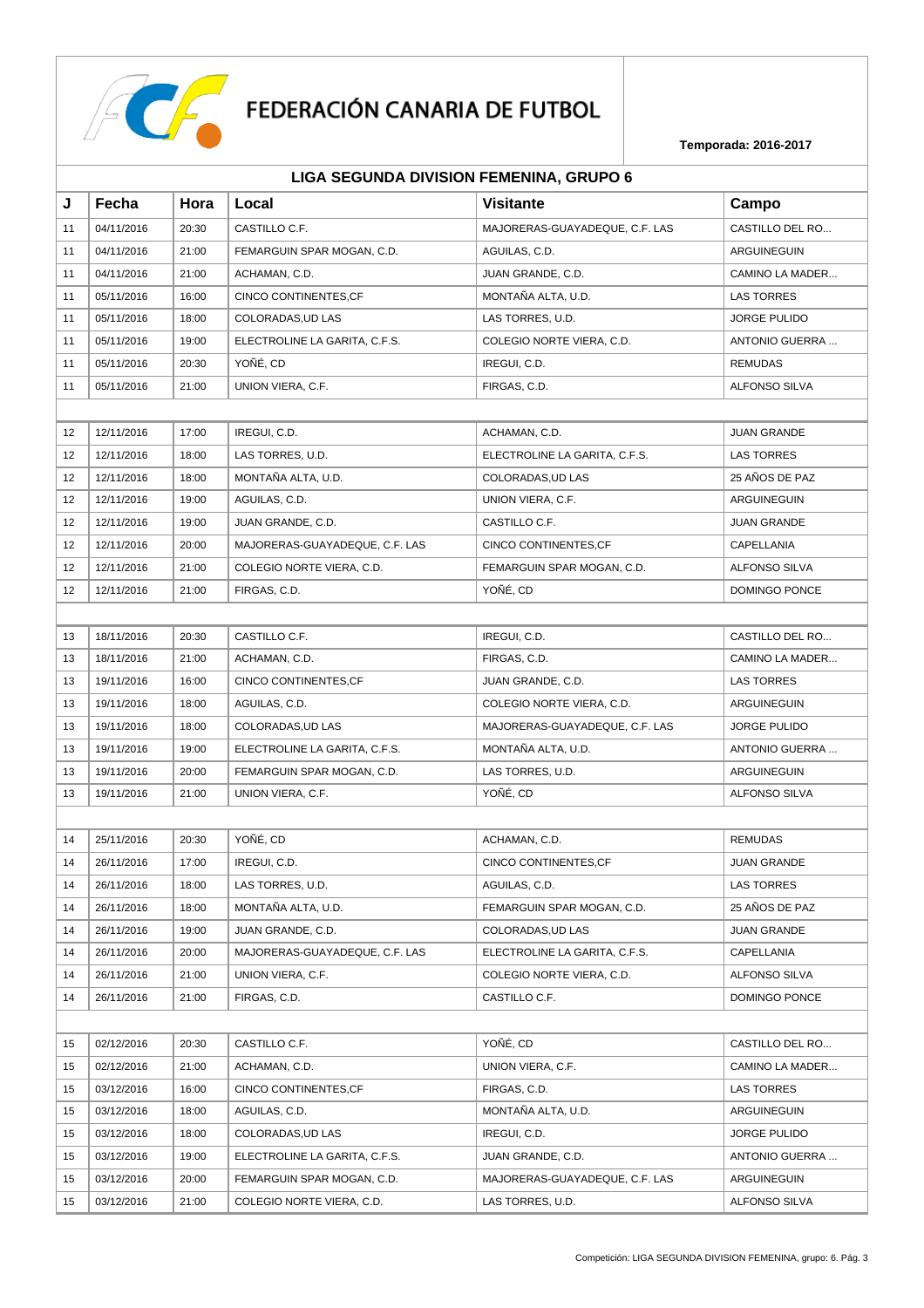# FEDERACIÓN CANARIA DE FUTBOL

**Temporada: 2016-2017**

## LIGA SEGUNDA DIVISION FEMENINA, GRUPO 6

| J | Fecha | Hora | Local | Visitante | Campo |
|---|---|---|---|---|---|
| 11 | 04/11/2016 | 20:30 | CASTILLO C.F. | MAJORERAS-GUAYADEQUE, C.F. LAS | CASTILLO DEL RO... |
| 11 | 04/11/2016 | 21:00 | FEMARGUIN SPAR MOGAN, C.D. | AGUILAS, C.D. | ARGUINEGUIN |
| 11 | 04/11/2016 | 21:00 | ACHAMAN, C.D. | JUAN GRANDE, C.D. | CAMINO LA MADER... |
| 11 | 05/11/2016 | 16:00 | CINCO CONTINENTES,CF | MONTAÑA ALTA, U.D. | LAS TORRES |
| 11 | 05/11/2016 | 18:00 | COLORADAS,UD LAS | LAS TORRES, U.D. | JORGE PULIDO |
| 11 | 05/11/2016 | 19:00 | ELECTROLINE LA GARITA, C.F.S. | COLEGIO NORTE VIERA, C.D. | ANTONIO GUERRA ... |
| 11 | 05/11/2016 | 20:30 | YOÑÉ, CD | IREGUI, C.D. | REMUDAS |
| 11 | 05/11/2016 | 21:00 | UNION VIERA, C.F. | FIRGAS, C.D. | ALFONSO SILVA |
| | | | | | |
| 12 | 12/11/2016 | 17:00 | IREGUI, C.D. | ACHAMAN, C.D. | JUAN GRANDE |
| 12 | 12/11/2016 | 18:00 | LAS TORRES, U.D. | ELECTROLINE LA GARITA, C.F.S. | LAS TORRES |
| 12 | 12/11/2016 | 18:00 | MONTAÑA ALTA, U.D. | COLORADAS,UD LAS | 25 AÑOS DE PAZ |
| 12 | 12/11/2016 | 19:00 | AGUILAS, C.D. | UNION VIERA, C.F. | ARGUINEGUIN |
| 12 | 12/11/2016 | 19:00 | JUAN GRANDE, C.D. | CASTILLO C.F. | JUAN GRANDE |
| 12 | 12/11/2016 | 20:00 | MAJORERAS-GUAYADEQUE, C.F. LAS | CINCO CONTINENTES,CF | CAPELLANIA |
| 12 | 12/11/2016 | 21:00 | COLEGIO NORTE VIERA, C.D. | FEMARGUIN SPAR MOGAN, C.D. | ALFONSO SILVA |
| 12 | 12/11/2016 | 21:00 | FIRGAS, C.D. | YOÑÉ, CD | DOMINGO PONCE |
| | | | | | |
| 13 | 18/11/2016 | 20:30 | CASTILLO C.F. | IREGUI, C.D. | CASTILLO DEL RO... |
| 13 | 18/11/2016 | 21:00 | ACHAMAN, C.D. | FIRGAS, C.D. | CAMINO LA MADER... |
| 13 | 19/11/2016 | 16:00 | CINCO CONTINENTES,CF | JUAN GRANDE, C.D. | LAS TORRES |
| 13 | 19/11/2016 | 18:00 | AGUILAS, C.D. | COLEGIO NORTE VIERA, C.D. | ARGUINEGUIN |
| 13 | 19/11/2016 | 18:00 | COLORADAS,UD LAS | MAJORERAS-GUAYADEQUE, C.F. LAS | JORGE PULIDO |
| 13 | 19/11/2016 | 19:00 | ELECTROLINE LA GARITA, C.F.S. | MONTAÑA ALTA, U.D. | ANTONIO GUERRA ... |
| 13 | 19/11/2016 | 20:00 | FEMARGUIN SPAR MOGAN, C.D. | LAS TORRES, U.D. | ARGUINEGUIN |
| 13 | 19/11/2016 | 21:00 | UNION VIERA, C.F. | YOÑÉ, CD | ALFONSO SILVA |
| | | | | | |
| 14 | 25/11/2016 | 20:30 | YOÑÉ, CD | ACHAMAN, C.D. | REMUDAS |
| 14 | 26/11/2016 | 17:00 | IREGUI, C.D. | CINCO CONTINENTES,CF | JUAN GRANDE |
| 14 | 26/11/2016 | 18:00 | LAS TORRES, U.D. | AGUILAS, C.D. | LAS TORRES |
| 14 | 26/11/2016 | 18:00 | MONTAÑA ALTA, U.D. | FEMARGUIN SPAR MOGAN, C.D. | 25 AÑOS DE PAZ |
| 14 | 26/11/2016 | 19:00 | JUAN GRANDE, C.D. | COLORADAS,UD LAS | JUAN GRANDE |
| 14 | 26/11/2016 | 20:00 | MAJORERAS-GUAYADEQUE, C.F. LAS | ELECTROLINE LA GARITA, C.F.S. | CAPELLANIA |
| 14 | 26/11/2016 | 21:00 | UNION VIERA, C.F. | COLEGIO NORTE VIERA, C.D. | ALFONSO SILVA |
| 14 | 26/11/2016 | 21:00 | FIRGAS, C.D. | CASTILLO C.F. | DOMINGO PONCE |
| | | | | | |
| 15 | 02/12/2016 | 20:30 | CASTILLO C.F. | YOÑÉ, CD | CASTILLO DEL RO... |
| 15 | 02/12/2016 | 21:00 | ACHAMAN, C.D. | UNION VIERA, C.F. | CAMINO LA MADER... |
| 15 | 03/12/2016 | 16:00 | CINCO CONTINENTES,CF | FIRGAS, C.D. | LAS TORRES |
| 15 | 03/12/2016 | 18:00 | AGUILAS, C.D. | MONTAÑA ALTA, U.D. | ARGUINEGUIN |
| 15 | 03/12/2016 | 18:00 | COLORADAS,UD LAS | IREGUI, C.D. | JORGE PULIDO |
| 15 | 03/12/2016 | 19:00 | ELECTROLINE LA GARITA, C.F.S. | JUAN GRANDE, C.D. | ANTONIO GUERRA ... |
| 15 | 03/12/2016 | 20:00 | FEMARGUIN SPAR MOGAN, C.D. | MAJORERAS-GUAYADEQUE, C.F. LAS | ARGUINEGUIN |
| 15 | 03/12/2016 | 21:00 | COLEGIO NORTE VIERA, C.D. | LAS TORRES, U.D. | ALFONSO SILVA |

Competición: LIGA SEGUNDA DIVISION FEMENINA, grupo: 6.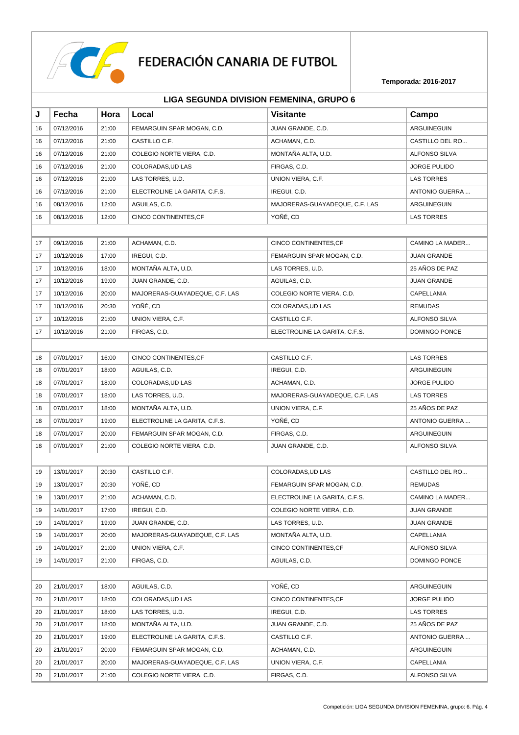# FEDERACIÓN CANARIA DE FUTBOL

**Temporada: 2016-2017**

## LIGA SEGUNDA DIVISION FEMENINA, GRUPO 6

| J | Fecha | Hora | Local | Visitante | Campo |
|---|---|---|---|---|---|
| 16 | 07/12/2016 | 21:00 | FEMARGUIN SPAR MOGAN, C.D. | JUAN GRANDE, C.D. | ARGUINEGUIN |
| 16 | 07/12/2016 | 21:00 | CASTILLO C.F. | ACHAMAN, C.D. | CASTILLO DEL RO... |
| 16 | 07/12/2016 | 21:00 | COLEGIO NORTE VIERA, C.D. | MONTAÑA ALTA, U.D. | ALFONSO SILVA |
| 16 | 07/12/2016 | 21:00 | COLORADAS,UD LAS | FIRGAS, C.D. | JORGE PULIDO |
| 16 | 07/12/2016 | 21:00 | LAS TORRES, U.D. | UNION VIERA, C.F. | LAS TORRES |
| 16 | 07/12/2016 | 21:00 | ELECTROLINE LA GARITA, C.F.S. | IREGUI, C.D. | ANTONIO GUERRA ... |
| 16 | 08/12/2016 | 12:00 | AGUILAS, C.D. | MAJORERAS-GUAYADEQUE, C.F. LAS | ARGUINEGUIN |
| 16 | 08/12/2016 | 12:00 | CINCO CONTINENTES,CF | YOÑÉ, CD | LAS TORRES |
| | | | | | |
| 17 | 09/12/2016 | 21:00 | ACHAMAN, C.D. | CINCO CONTINENTES,CF | CAMINO LA MADER... |
| 17 | 10/12/2016 | 17:00 | IREGUI, C.D. | FEMARGUIN SPAR MOGAN, C.D. | JUAN GRANDE |
| 17 | 10/12/2016 | 18:00 | MONTAÑA ALTA, U.D. | LAS TORRES, U.D. | 25 AÑOS DE PAZ |
| 17 | 10/12/2016 | 19:00 | JUAN GRANDE, C.D. | AGUILAS, C.D. | JUAN GRANDE |
| 17 | 10/12/2016 | 20:00 | MAJORERAS-GUAYADEQUE, C.F. LAS | COLEGIO NORTE VIERA, C.D. | CAPELLANIA |
| 17 | 10/12/2016 | 20:30 | YOÑÉ, CD | COLORADAS,UD LAS | REMUDAS |
| 17 | 10/12/2016 | 21:00 | UNION VIERA, C.F. | CASTILLO C.F. | ALFONSO SILVA |
| 17 | 10/12/2016 | 21:00 | FIRGAS, C.D. | ELECTROLINE LA GARITA, C.F.S. | DOMINGO PONCE |
| | | | | | |
| 18 | 07/01/2017 | 16:00 | CINCO CONTINENTES,CF | CASTILLO C.F. | LAS TORRES |
| 18 | 07/01/2017 | 18:00 | AGUILAS, C.D. | IREGUI, C.D. | ARGUINEGUIN |
| 18 | 07/01/2017 | 18:00 | COLORADAS,UD LAS | ACHAMAN, C.D. | JORGE PULIDO |
| 18 | 07/01/2017 | 18:00 | LAS TORRES, U.D. | MAJORERAS-GUAYADEQUE, C.F. LAS | LAS TORRES |
| 18 | 07/01/2017 | 18:00 | MONTAÑA ALTA, U.D. | UNION VIERA, C.F. | 25 AÑOS DE PAZ |
| 18 | 07/01/2017 | 19:00 | ELECTROLINE LA GARITA, C.F.S. | YOÑÉ, CD | ANTONIO GUERRA ... |
| 18 | 07/01/2017 | 20:00 | FEMARGUIN SPAR MOGAN, C.D. | FIRGAS, C.D. | ARGUINEGUIN |
| 18 | 07/01/2017 | 21:00 | COLEGIO NORTE VIERA, C.D. | JUAN GRANDE, C.D. | ALFONSO SILVA |
| | | | | | |
| 19 | 13/01/2017 | 20:30 | CASTILLO C.F. | COLORADAS,UD LAS | CASTILLO DEL RO... |
| 19 | 13/01/2017 | 20:30 | YOÑÉ, CD | FEMARGUIN SPAR MOGAN, C.D. | REMUDAS |
| 19 | 13/01/2017 | 21:00 | ACHAMAN, C.D. | ELECTROLINE LA GARITA, C.F.S. | CAMINO LA MADER... |
| 19 | 14/01/2017 | 17:00 | IREGUI, C.D. | COLEGIO NORTE VIERA, C.D. | JUAN GRANDE |
| 19 | 14/01/2017 | 19:00 | JUAN GRANDE, C.D. | LAS TORRES, U.D. | JUAN GRANDE |
| 19 | 14/01/2017 | 20:00 | MAJORERAS-GUAYADEQUE, C.F. LAS | MONTAÑA ALTA, U.D. | CAPELLANIA |
| 19 | 14/01/2017 | 21:00 | UNION VIERA, C.F. | CINCO CONTINENTES,CF | ALFONSO SILVA |
| 19 | 14/01/2017 | 21:00 | FIRGAS, C.D. | AGUILAS, C.D. | DOMINGO PONCE |
| | | | | | |
| 20 | 21/01/2017 | 18:00 | AGUILAS, C.D. | YOÑÉ, CD | ARGUINEGUIN |
| 20 | 21/01/2017 | 18:00 | COLORADAS,UD LAS | CINCO CONTINENTES,CF | JORGE PULIDO |
| 20 | 21/01/2017 | 18:00 | LAS TORRES, U.D. | IREGUI, C.D. | LAS TORRES |
| 20 | 21/01/2017 | 18:00 | MONTAÑA ALTA, U.D. | JUAN GRANDE, C.D. | 25 AÑOS DE PAZ |
| 20 | 21/01/2017 | 19:00 | ELECTROLINE LA GARITA, C.F.S. | CASTILLO C.F. | ANTONIO GUERRA ... |
| 20 | 21/01/2017 | 20:00 | FEMARGUIN SPAR MOGAN, C.D. | ACHAMAN, C.D. | ARGUINEGUIN |
| 20 | 21/01/2017 | 20:00 | MAJORERAS-GUAYADEQUE, C.F. LAS | UNION VIERA, C.F. | CAPELLANIA |
| 20 | 21/01/2017 | 21:00 | COLEGIO NORTE VIERA, C.D. | FIRGAS, C.D. | ALFONSO SILVA |

Competición: LIGA SEGUNDA DIVISION FEMENINA, grupo: 6.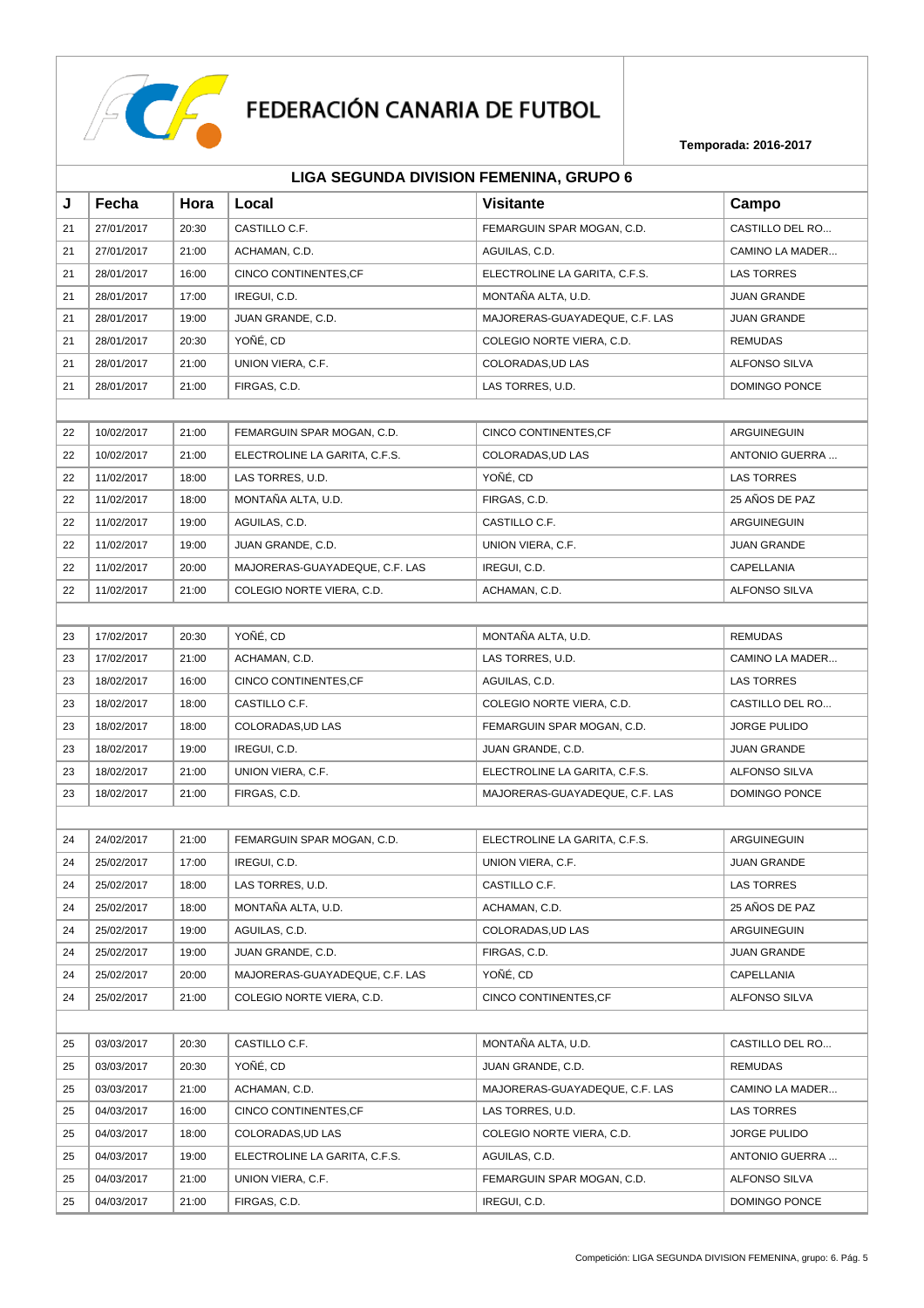# FEDERACIÓN CANARIA DE FUTBOL

**Temporada: 2016-2017**

## LIGA SEGUNDA DIVISION FEMENINA, GRUPO 6

| J | Fecha | Hora | Local | Visitante | Campo |
|---|---|---|---|---|---|
| 21 | 27/01/2017 | 20:30 | CASTILLO C.F. | FEMARGUIN SPAR MOGAN, C.D. | CASTILLO DEL RO... |
| 21 | 27/01/2017 | 21:00 | ACHAMAN, C.D. | AGUILAS, C.D. | CAMINO LA MADER... |
| 21 | 28/01/2017 | 16:00 | CINCO CONTINENTES,CF | ELECTROLINE LA GARITA, C.F.S. | LAS TORRES |
| 21 | 28/01/2017 | 17:00 | IREGUI, C.D. | MONTAÑA ALTA, U.D. | JUAN GRANDE |
| 21 | 28/01/2017 | 19:00 | JUAN GRANDE, C.D. | MAJORERAS-GUAYADEQUE, C.F. LAS | JUAN GRANDE |
| 21 | 28/01/2017 | 20:30 | YOÑÉ, CD | COLEGIO NORTE VIERA, C.D. | REMUDAS |
| 21 | 28/01/2017 | 21:00 | UNION VIERA, C.F. | COLORADAS,UD LAS | ALFONSO SILVA |
| 21 | 28/01/2017 | 21:00 | FIRGAS, C.D. | LAS TORRES, U.D. | DOMINGO PONCE |
| | | | | | |
| 22 | 10/02/2017 | 21:00 | FEMARGUIN SPAR MOGAN, C.D. | CINCO CONTINENTES,CF | ARGUINEGUIN |
| 22 | 10/02/2017 | 21:00 | ELECTROLINE LA GARITA, C.F.S. | COLORADAS,UD LAS | ANTONIO GUERRA ... |
| 22 | 11/02/2017 | 18:00 | LAS TORRES, U.D. | YOÑÉ, CD | LAS TORRES |
| 22 | 11/02/2017 | 18:00 | MONTAÑA ALTA, U.D. | FIRGAS, C.D. | 25 AÑOS DE PAZ |
| 22 | 11/02/2017 | 19:00 | AGUILAS, C.D. | CASTILLO C.F. | ARGUINEGUIN |
| 22 | 11/02/2017 | 19:00 | JUAN GRANDE, C.D. | UNION VIERA, C.F. | JUAN GRANDE |
| 22 | 11/02/2017 | 20:00 | MAJORERAS-GUAYADEQUE, C.F. LAS | IREGUI, C.D. | CAPELLANIA |
| 22 | 11/02/2017 | 21:00 | COLEGIO NORTE VIERA, C.D. | ACHAMAN, C.D. | ALFONSO SILVA |
| | | | | | |
| 23 | 17/02/2017 | 20:30 | YOÑÉ, CD | MONTAÑA ALTA, U.D. | REMUDAS |
| 23 | 17/02/2017 | 21:00 | ACHAMAN, C.D. | LAS TORRES, U.D. | CAMINO LA MADER... |
| 23 | 18/02/2017 | 16:00 | CINCO CONTINENTES,CF | AGUILAS, C.D. | LAS TORRES |
| 23 | 18/02/2017 | 18:00 | CASTILLO C.F. | COLEGIO NORTE VIERA, C.D. | CASTILLO DEL RO... |
| 23 | 18/02/2017 | 18:00 | COLORADAS,UD LAS | FEMARGUIN SPAR MOGAN, C.D. | JORGE PULIDO |
| 23 | 18/02/2017 | 19:00 | IREGUI, C.D. | JUAN GRANDE, C.D. | JUAN GRANDE |
| 23 | 18/02/2017 | 21:00 | UNION VIERA, C.F. | ELECTROLINE LA GARITA, C.F.S. | ALFONSO SILVA |
| 23 | 18/02/2017 | 21:00 | FIRGAS, C.D. | MAJORERAS-GUAYADEQUE, C.F. LAS | DOMINGO PONCE |
| | | | | | |
| 24 | 24/02/2017 | 21:00 | FEMARGUIN SPAR MOGAN, C.D. | ELECTROLINE LA GARITA, C.F.S. | ARGUINEGUIN |
| 24 | 25/02/2017 | 17:00 | IREGUI, C.D. | UNION VIERA, C.F. | JUAN GRANDE |
| 24 | 25/02/2017 | 18:00 | LAS TORRES, U.D. | CASTILLO C.F. | LAS TORRES |
| 24 | 25/02/2017 | 18:00 | MONTAÑA ALTA, U.D. | ACHAMAN, C.D. | 25 AÑOS DE PAZ |
| 24 | 25/02/2017 | 19:00 | AGUILAS, C.D. | COLORADAS,UD LAS | ARGUINEGUIN |
| 24 | 25/02/2017 | 19:00 | JUAN GRANDE, C.D. | FIRGAS, C.D. | JUAN GRANDE |
| 24 | 25/02/2017 | 20:00 | MAJORERAS-GUAYADEQUE, C.F. LAS | YOÑÉ, CD | CAPELLANIA |
| 24 | 25/02/2017 | 21:00 | COLEGIO NORTE VIERA, C.D. | CINCO CONTINENTES,CF | ALFONSO SILVA |
| | | | | | |
| 25 | 03/03/2017 | 20:30 | CASTILLO C.F. | MONTAÑA ALTA, U.D. | CASTILLO DEL RO... |
| 25 | 03/03/2017 | 20:30 | YOÑÉ, CD | JUAN GRANDE, C.D. | REMUDAS |
| 25 | 03/03/2017 | 21:00 | ACHAMAN, C.D. | MAJORERAS-GUAYADEQUE, C.F. LAS | CAMINO LA MADER... |
| 25 | 04/03/2017 | 16:00 | CINCO CONTINENTES,CF | LAS TORRES, U.D. | LAS TORRES |
| 25 | 04/03/2017 | 18:00 | COLORADAS,UD LAS | COLEGIO NORTE VIERA, C.D. | JORGE PULIDO |
| 25 | 04/03/2017 | 19:00 | ELECTROLINE LA GARITA, C.F.S. | AGUILAS, C.D. | ANTONIO GUERRA ... |
| 25 | 04/03/2017 | 21:00 | UNION VIERA, C.F. | FEMARGUIN SPAR MOGAN, C.D. | ALFONSO SILVA |
| 25 | 04/03/2017 | 21:00 | FIRGAS, C.D. | IREGUI, C.D. | DOMINGO PONCE |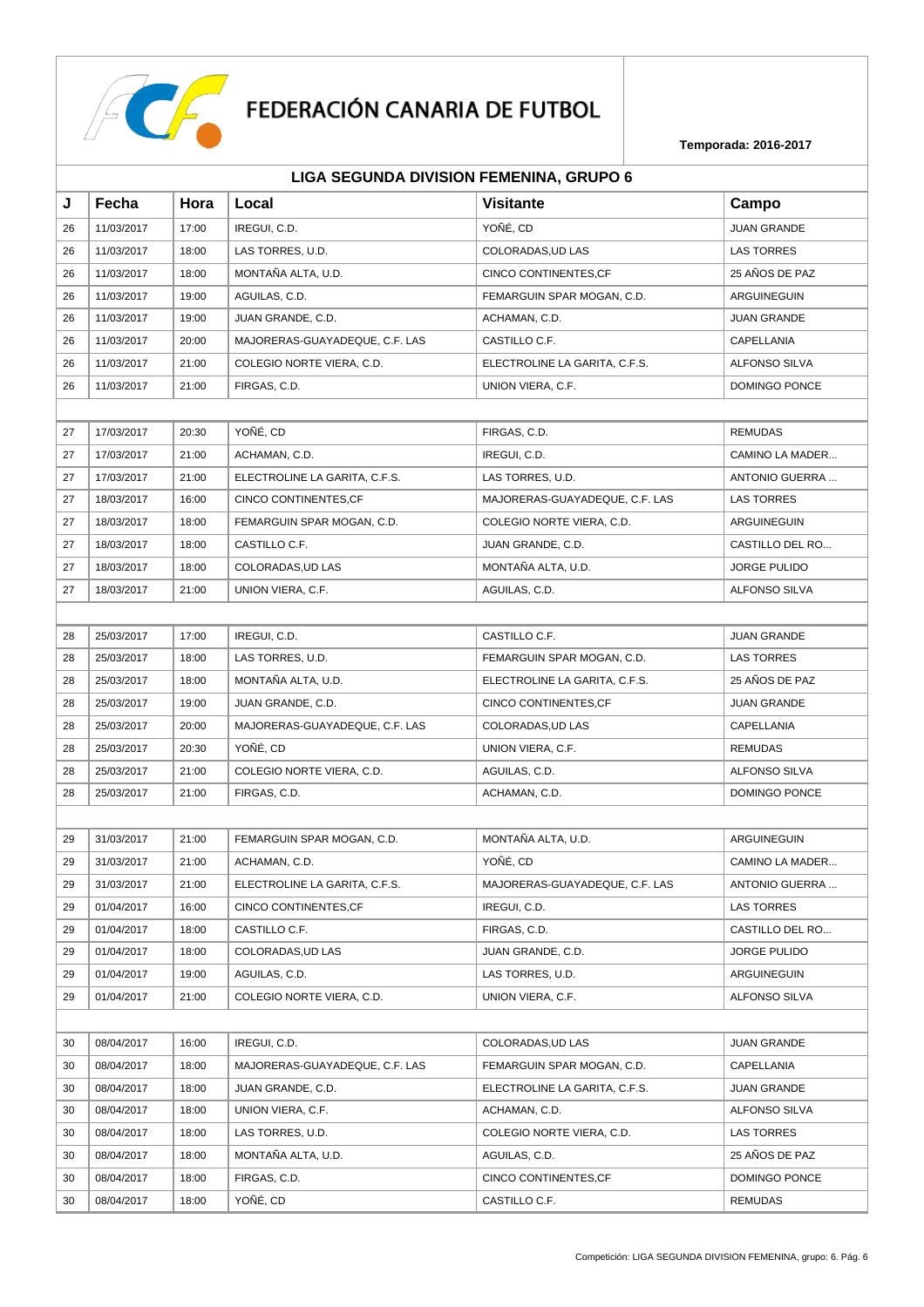# FEDERACIÓN CANARIA DE FUTBOL

**Temporada: 2016-2017**

## LIGA SEGUNDA DIVISION FEMENINA, GRUPO 6

| J | Fecha | Hora | Local | Visitante | Campo |
|---|---|---|---|---|---|
| 26 | 11/03/2017 | 17:00 | IREGUI, C.D. | YOÑÉ, CD | JUAN GRANDE |
| 26 | 11/03/2017 | 18:00 | LAS TORRES, U.D. | COLORADAS,UD LAS | LAS TORRES |
| 26 | 11/03/2017 | 18:00 | MONTAÑA ALTA, U.D. | CINCO CONTINENTES,CF | 25 AÑOS DE PAZ |
| 26 | 11/03/2017 | 19:00 | AGUILAS, C.D. | FEMARGUIN SPAR MOGAN, C.D. | ARGUINEGUIN |
| 26 | 11/03/2017 | 19:00 | JUAN GRANDE, C.D. | ACHAMAN, C.D. | JUAN GRANDE |
| 26 | 11/03/2017 | 20:00 | MAJORERAS-GUAYADEQUE, C.F. LAS | CASTILLO C.F. | CAPELLANIA |
| 26 | 11/03/2017 | 21:00 | COLEGIO NORTE VIERA, C.D. | ELECTROLINE LA GARITA, C.F.S. | ALFONSO SILVA |
| 26 | 11/03/2017 | 21:00 | FIRGAS, C.D. | UNION VIERA, C.F. | DOMINGO PONCE |
| | | | | | |
| 27 | 17/03/2017 | 20:30 | YOÑÉ, CD | FIRGAS, C.D. | REMUDAS |
| 27 | 17/03/2017 | 21:00 | ACHAMAN, C.D. | IREGUI, C.D. | CAMINO LA MADER... |
| 27 | 17/03/2017 | 21:00 | ELECTROLINE LA GARITA, C.F.S. | LAS TORRES, U.D. | ANTONIO GUERRA ... |
| 27 | 18/03/2017 | 16:00 | CINCO CONTINENTES,CF | MAJORERAS-GUAYADEQUE, C.F. LAS | LAS TORRES |
| 27 | 18/03/2017 | 18:00 | FEMARGUIN SPAR MOGAN, C.D. | COLEGIO NORTE VIERA, C.D. | ARGUINEGUIN |
| 27 | 18/03/2017 | 18:00 | CASTILLO C.F. | JUAN GRANDE, C.D. | CASTILLO DEL RO... |
| 27 | 18/03/2017 | 18:00 | COLORADAS,UD LAS | MONTAÑA ALTA, U.D. | JORGE PULIDO |
| 27 | 18/03/2017 | 21:00 | UNION VIERA, C.F. | AGUILAS, C.D. | ALFONSO SILVA |
| | | | | | |
| 28 | 25/03/2017 | 17:00 | IREGUI, C.D. | CASTILLO C.F. | JUAN GRANDE |
| 28 | 25/03/2017 | 18:00 | LAS TORRES, U.D. | FEMARGUIN SPAR MOGAN, C.D. | LAS TORRES |
| 28 | 25/03/2017 | 18:00 | MONTAÑA ALTA, U.D. | ELECTROLINE LA GARITA, C.F.S. | 25 AÑOS DE PAZ |
| 28 | 25/03/2017 | 19:00 | JUAN GRANDE, C.D. | CINCO CONTINENTES,CF | JUAN GRANDE |
| 28 | 25/03/2017 | 20:00 | MAJORERAS-GUAYADEQUE, C.F. LAS | COLORADAS,UD LAS | CAPELLANIA |
| 28 | 25/03/2017 | 20:30 | YOÑÉ, CD | UNION VIERA, C.F. | REMUDAS |
| 28 | 25/03/2017 | 21:00 | COLEGIO NORTE VIERA, C.D. | AGUILAS, C.D. | ALFONSO SILVA |
| 28 | 25/03/2017 | 21:00 | FIRGAS, C.D. | ACHAMAN, C.D. | DOMINGO PONCE |
| | | | | | |
| 29 | 31/03/2017 | 21:00 | FEMARGUIN SPAR MOGAN, C.D. | MONTAÑA ALTA, U.D. | ARGUINEGUIN |
| 29 | 31/03/2017 | 21:00 | ACHAMAN, C.D. | YOÑÉ, CD | CAMINO LA MADER... |
| 29 | 31/03/2017 | 21:00 | ELECTROLINE LA GARITA, C.F.S. | MAJORERAS-GUAYADEQUE, C.F. LAS | ANTONIO GUERRA ... |
| 29 | 01/04/2017 | 16:00 | CINCO CONTINENTES,CF | IREGUI, C.D. | LAS TORRES |
| 29 | 01/04/2017 | 18:00 | CASTILLO C.F. | FIRGAS, C.D. | CASTILLO DEL RO... |
| 29 | 01/04/2017 | 18:00 | COLORADAS,UD LAS | JUAN GRANDE, C.D. | JORGE PULIDO |
| 29 | 01/04/2017 | 19:00 | AGUILAS, C.D. | LAS TORRES, U.D. | ARGUINEGUIN |
| 29 | 01/04/2017 | 21:00 | COLEGIO NORTE VIERA, C.D. | UNION VIERA, C.F. | ALFONSO SILVA |
| | | | | | |
| 30 | 08/04/2017 | 16:00 | IREGUI, C.D. | COLORADAS,UD LAS | JUAN GRANDE |
| 30 | 08/04/2017 | 18:00 | MAJORERAS-GUAYADEQUE, C.F. LAS | FEMARGUIN SPAR MOGAN, C.D. | CAPELLANIA |
| 30 | 08/04/2017 | 18:00 | JUAN GRANDE, C.D. | ELECTROLINE LA GARITA, C.F.S. | JUAN GRANDE |
| 30 | 08/04/2017 | 18:00 | UNION VIERA, C.F. | ACHAMAN, C.D. | ALFONSO SILVA |
| 30 | 08/04/2017 | 18:00 | LAS TORRES, U.D. | COLEGIO NORTE VIERA, C.D. | LAS TORRES |
| 30 | 08/04/2017 | 18:00 | MONTAÑA ALTA, U.D. | AGUILAS, C.D. | 25 AÑOS DE PAZ |
| 30 | 08/04/2017 | 18:00 | FIRGAS, C.D. | CINCO CONTINENTES,CF | DOMINGO PONCE |
| 30 | 08/04/2017 | 18:00 | YOÑÉ, CD | CASTILLO C.F. | REMUDAS |

Competición: LIGA SEGUNDA DIVISION FEMENINA, grupo: 6. Pág. 6